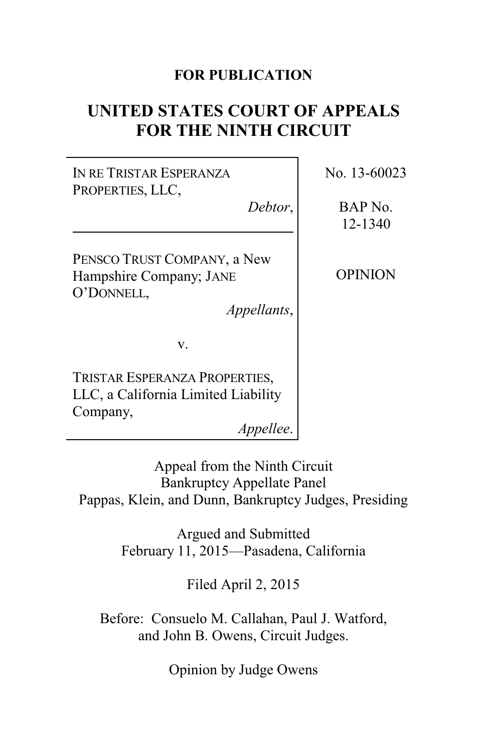**FOR PUBLICATION**

# UNITED STATES COURT OF APPEALS FOR THE NINTH CIRCUIT

IN RE TRISTAR ESPERANZA PROPERTIES, LLC,
*Debtor*,

---

PENSCO TRUST COMPANY, a New Hampshire Company; JANE O'DONNELL,
*Appellants*,

v.

TRISTAR ESPERANZA PROPERTIES, LLC, a California Limited Liability Company,
*Appellee*.

No. 13-60023

BAP No. 12-1340

OPINION

Appeal from the Ninth Circuit Bankruptcy Appellate Panel
Pappas, Klein, and Dunn, Bankruptcy Judges, Presiding

Argued and Submitted
February 11, 2015—Pasadena, California

Filed April 2, 2015

Before: Consuelo M. Callahan, Paul J. Watford, and John B. Owens, Circuit Judges.

Opinion by Judge Owens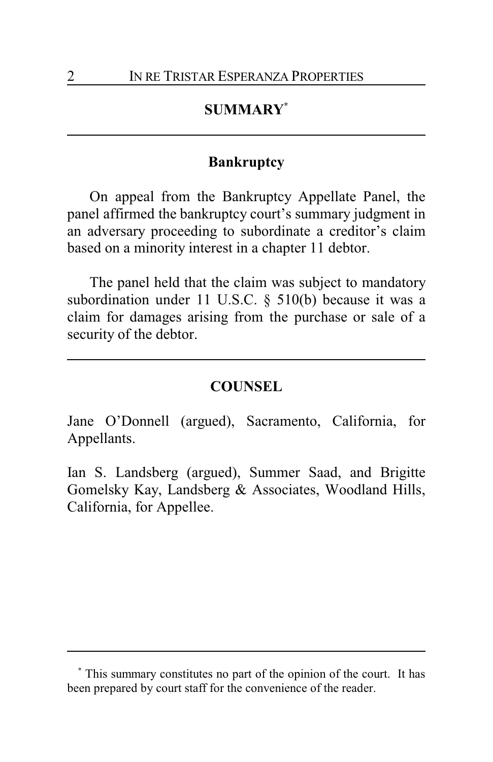## SUMMARY[*]

### Bankruptcy

On appeal from the Bankruptcy Appellate Panel, the panel affirmed the bankruptcy court's summary judgment in an adversary proceeding to subordinate a creditor's claim based on a minority interest in a chapter 11 debtor.

The panel held that the claim was subject to mandatory subordination under 11 U.S.C. § 510(b) because it was a claim for damages arising from the purchase or sale of a security of the debtor.

## COUNSEL

Jane O'Donnell (argued), Sacramento, California, for Appellants.

Ian S. Landsberg (argued), Summer Saad, and Brigitte Gomelsky Kay, Landsberg & Associates, Woodland Hills, California, for Appellee.

[*] This summary constitutes no part of the opinion of the court. It has been prepared by court staff for the convenience of the reader.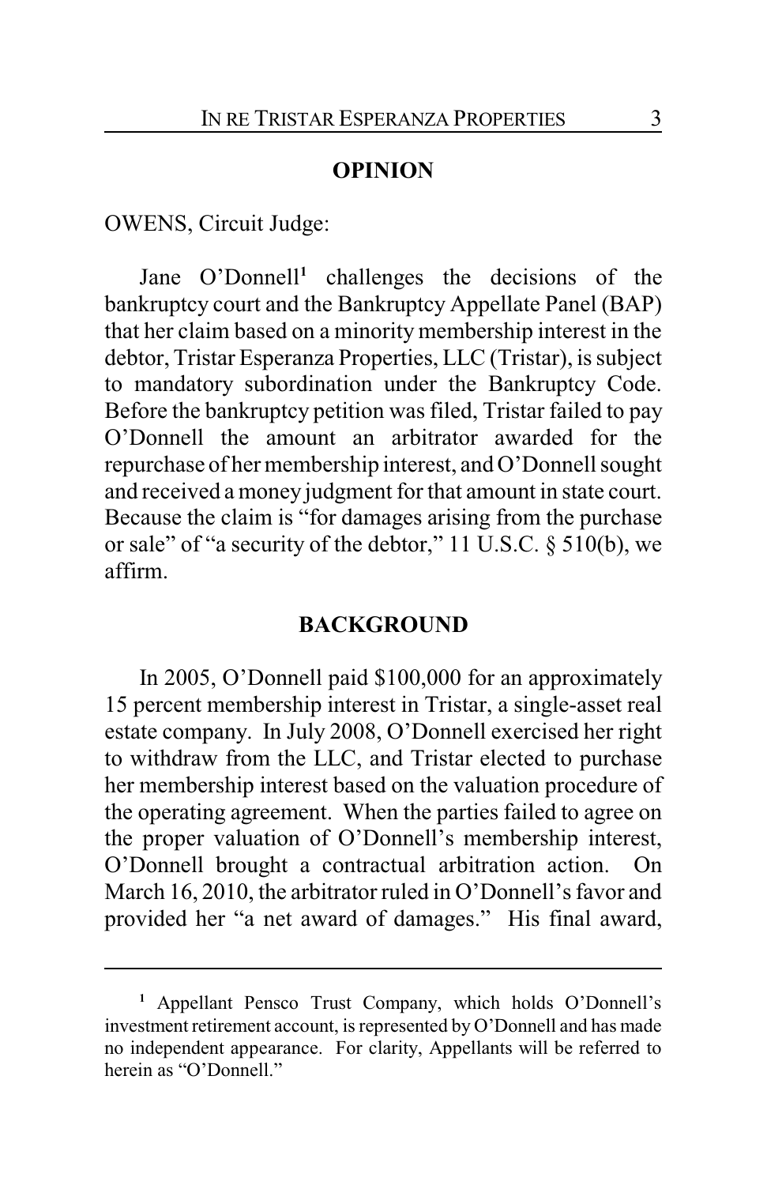## OPINION

OWENS, Circuit Judge:

Jane O'Donnell[1] challenges the decisions of the bankruptcy court and the Bankruptcy Appellate Panel (BAP) that her claim based on a minority membership interest in the debtor, Tristar Esperanza Properties, LLC (Tristar), is subject to mandatory subordination under the Bankruptcy Code. Before the bankruptcy petition was filed, Tristar failed to pay O'Donnell the amount an arbitrator awarded for the repurchase of her membership interest, and O'Donnell sought and received a money judgment for that amount in state court. Because the claim is "for damages arising from the purchase or sale" of "a security of the debtor," 11 U.S.C. § 510(b), we affirm.

## BACKGROUND

In 2005, O'Donnell paid $100,000 for an approximately 15 percent membership interest in Tristar, a single-asset real estate company. In July 2008, O'Donnell exercised her right to withdraw from the LLC, and Tristar elected to purchase her membership interest based on the valuation procedure of the operating agreement. When the parties failed to agree on the proper valuation of O'Donnell's membership interest, O'Donnell brought a contractual arbitration action. On March 16, 2010, the arbitrator ruled in O'Donnell's favor and provided her "a net award of damages." His final award,

---

[1] Appellant Pensco Trust Company, which holds O'Donnell's investment retirement account, is represented by O'Donnell and has made no independent appearance. For clarity, Appellants will be referred to herein as "O'Donnell."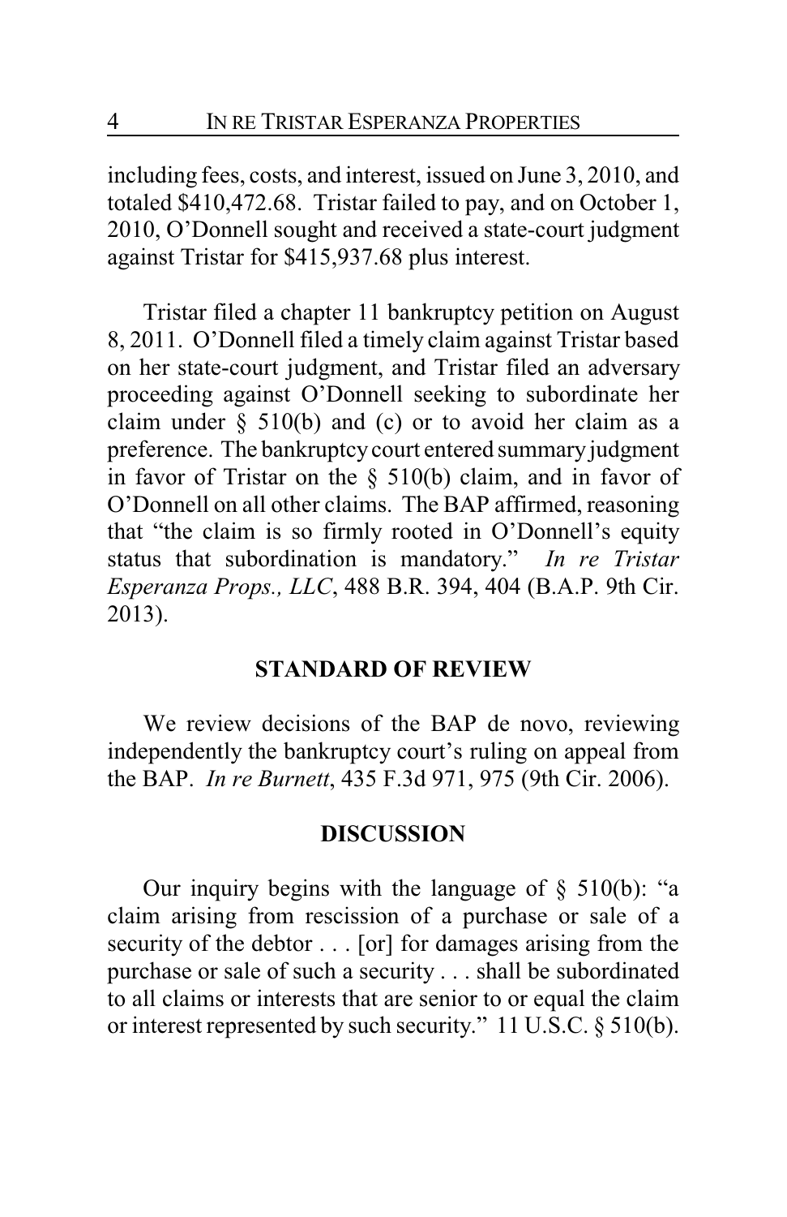including fees, costs, and interest, issued on June 3, 2010, and totaled $410,472.68. Tristar failed to pay, and on October 1, 2010, O'Donnell sought and received a state-court judgment against Tristar for $415,937.68 plus interest.

Tristar filed a chapter 11 bankruptcy petition on August 8, 2011. O'Donnell filed a timely claim against Tristar based on her state-court judgment, and Tristar filed an adversary proceeding against O'Donnell seeking to subordinate her claim under § 510(b) and (c) or to avoid her claim as a preference. The bankruptcy court entered summary judgment in favor of Tristar on the § 510(b) claim, and in favor of O'Donnell on all other claims. The BAP affirmed, reasoning that "the claim is so firmly rooted in O'Donnell's equity status that subordination is mandatory." *In re Tristar Esperanza Props., LLC*, 488 B.R. 394, 404 (B.A.P. 9th Cir. 2013).

## STANDARD OF REVIEW

We review decisions of the BAP de novo, reviewing independently the bankruptcy court's ruling on appeal from the BAP. *In re Burnett*, 435 F.3d 971, 975 (9th Cir. 2006).

## DISCUSSION

Our inquiry begins with the language of § 510(b): "a claim arising from rescission of a purchase or sale of a security of the debtor . . . [or] for damages arising from the purchase or sale of such a security . . . shall be subordinated to all claims or interests that are senior to or equal the claim or interest represented by such security." 11 U.S.C. § 510(b).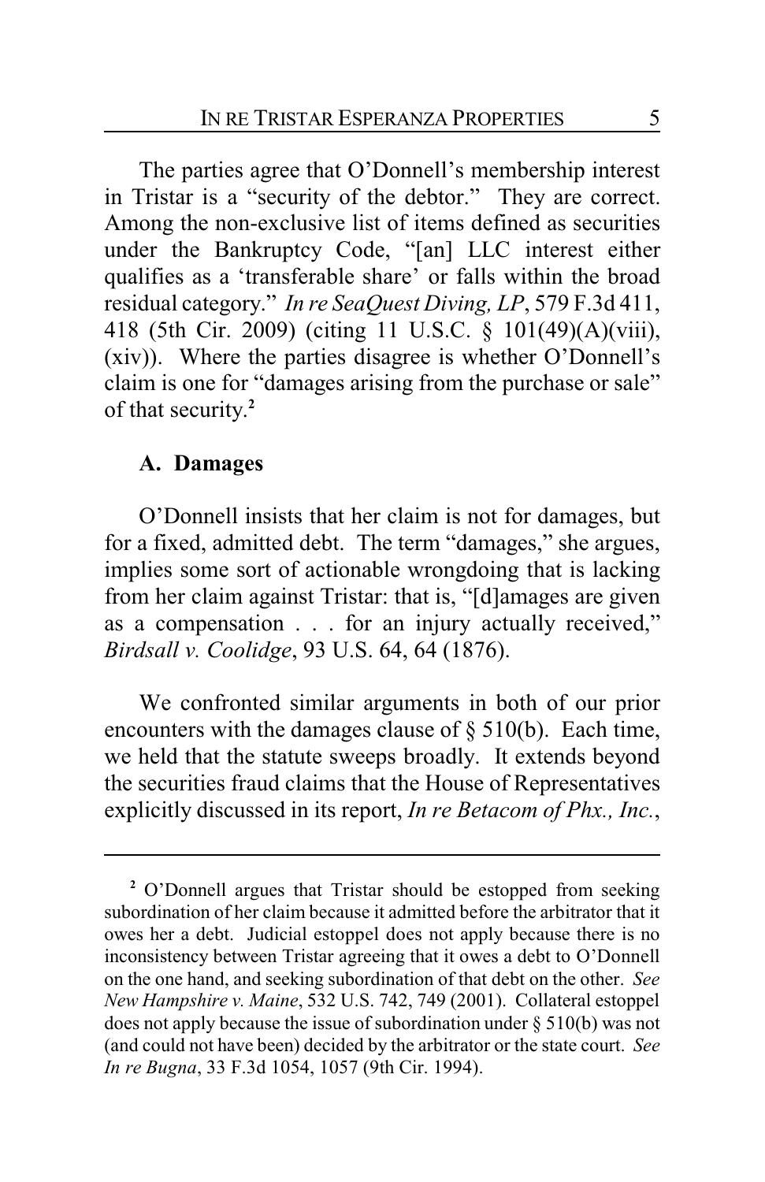The parties agree that O'Donnell's membership interest in Tristar is a "security of the debtor." They are correct. Among the non-exclusive list of items defined as securities under the Bankruptcy Code, "[an] LLC interest either qualifies as a 'transferable share' or falls within the broad residual category." *In re SeaQuest Diving, LP*, 579 F.3d 411, 418 (5th Cir. 2009) (citing 11 U.S.C. § 101(49)(A)(viii), (xiv)). Where the parties disagree is whether O'Donnell's claim is one for "damages arising from the purchase or sale" of that security.[2]

### A. Damages

O'Donnell insists that her claim is not for damages, but for a fixed, admitted debt. The term "damages," she argues, implies some sort of actionable wrongdoing that is lacking from her claim against Tristar: that is, "[d]amages are given as a compensation . . . for an injury actually received," *Birdsall v. Coolidge*, 93 U.S. 64, 64 (1876).

We confronted similar arguments in both of our prior encounters with the damages clause of § 510(b). Each time, we held that the statute sweeps broadly. It extends beyond the securities fraud claims that the House of Representatives explicitly discussed in its report, *In re Betacom of Phx., Inc.*,

---

[2] O'Donnell argues that Tristar should be estopped from seeking subordination of her claim because it admitted before the arbitrator that it owes her a debt. Judicial estoppel does not apply because there is no inconsistency between Tristar agreeing that it owes a debt to O'Donnell on the one hand, and seeking subordination of that debt on the other. *See New Hampshire v. Maine*, 532 U.S. 742, 749 (2001). Collateral estoppel does not apply because the issue of subordination under § 510(b) was not (and could not have been) decided by the arbitrator or the state court. *See In re Bugna*, 33 F.3d 1054, 1057 (9th Cir. 1994).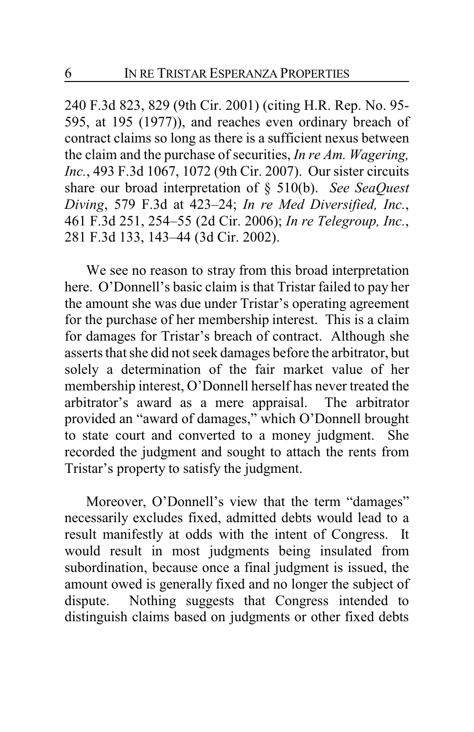240 F.3d 823, 829 (9th Cir. 2001) (citing H.R. Rep. No. 95-595, at 195 (1977)), and reaches even ordinary breach of contract claims so long as there is a sufficient nexus between the claim and the purchase of securities, *In re Am. Wagering, Inc.*, 493 F.3d 1067, 1072 (9th Cir. 2007). Our sister circuits share our broad interpretation of § 510(b). *See SeaQuest Diving*, 579 F.3d at 423–24; *In re Med Diversified, Inc.*, 461 F.3d 251, 254–55 (2d Cir. 2006); *In re Telegroup, Inc.*, 281 F.3d 133, 143–44 (3d Cir. 2002).

We see no reason to stray from this broad interpretation here. O'Donnell's basic claim is that Tristar failed to pay her the amount she was due under Tristar's operating agreement for the purchase of her membership interest. This is a claim for damages for Tristar's breach of contract. Although she asserts that she did not seek damages before the arbitrator, but solely a determination of the fair market value of her membership interest, O'Donnell herself has never treated the arbitrator's award as a mere appraisal. The arbitrator provided an "award of damages," which O'Donnell brought to state court and converted to a money judgment. She recorded the judgment and sought to attach the rents from Tristar's property to satisfy the judgment.

Moreover, O'Donnell's view that the term "damages" necessarily excludes fixed, admitted debts would lead to a result manifestly at odds with the intent of Congress. It would result in most judgments being insulated from subordination, because once a final judgment is issued, the amount owed is generally fixed and no longer the subject of dispute. Nothing suggests that Congress intended to distinguish claims based on judgments or other fixed debts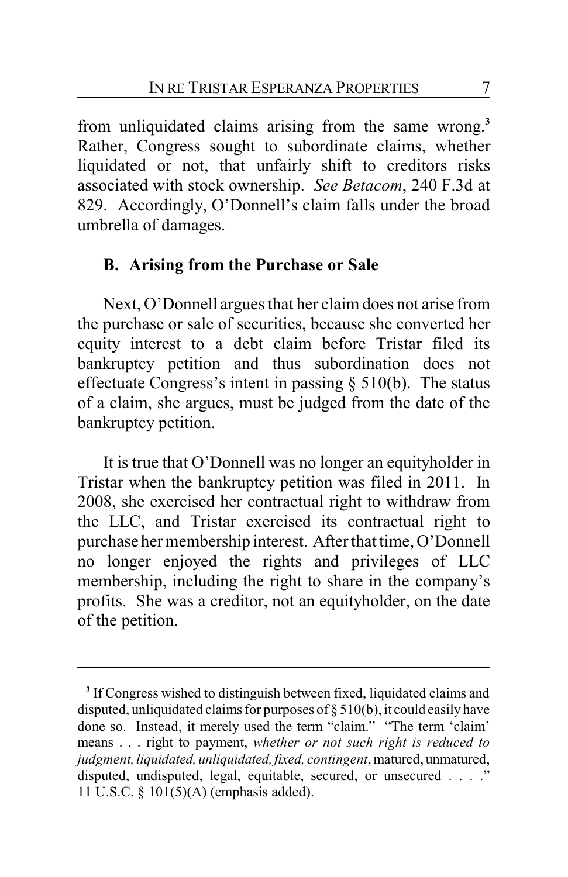from unliquidated claims arising from the same wrong.[3] Rather, Congress sought to subordinate claims, whether liquidated or not, that unfairly shift to creditors risks associated with stock ownership. *See Betacom*, 240 F.3d at 829. Accordingly, O'Donnell's claim falls under the broad umbrella of damages.

### B. Arising from the Purchase or Sale

Next, O'Donnell argues that her claim does not arise from the purchase or sale of securities, because she converted her equity interest to a debt claim before Tristar filed its bankruptcy petition and thus subordination does not effectuate Congress's intent in passing § 510(b). The status of a claim, she argues, must be judged from the date of the bankruptcy petition.

It is true that O'Donnell was no longer an equityholder in Tristar when the bankruptcy petition was filed in 2011. In 2008, she exercised her contractual right to withdraw from the LLC, and Tristar exercised its contractual right to purchase her membership interest. After that time, O'Donnell no longer enjoyed the rights and privileges of LLC membership, including the right to share in the company's profits. She was a creditor, not an equityholder, on the date of the petition.

---

[3] If Congress wished to distinguish between fixed, liquidated claims and disputed, unliquidated claims for purposes of § 510(b), it could easily have done so. Instead, it merely used the term "claim." "The term 'claim' means . . . right to payment, *whether or not such right is reduced to judgment, liquidated, unliquidated, fixed, contingent*, matured, unmatured, disputed, undisputed, legal, equitable, secured, or unsecured . . . ." 11 U.S.C. § 101(5)(A) (emphasis added).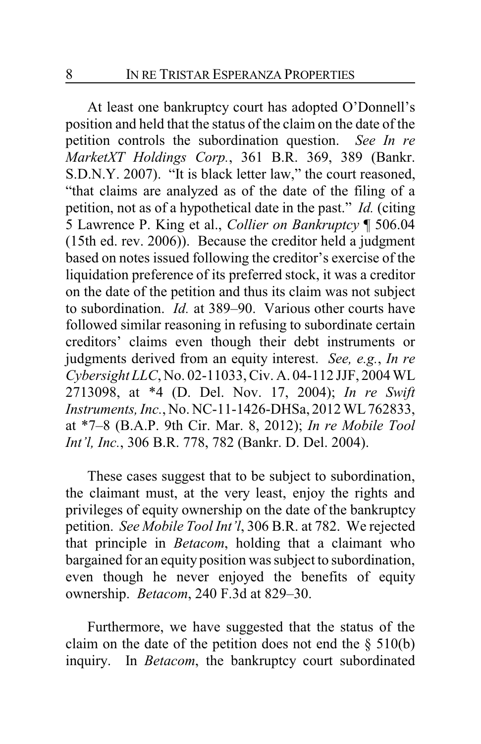At least one bankruptcy court has adopted O'Donnell's position and held that the status of the claim on the date of the petition controls the subordination question. *See In re MarketXT Holdings Corp.*, 361 B.R. 369, 389 (Bankr. S.D.N.Y. 2007). "It is black letter law," the court reasoned, "that claims are analyzed as of the date of the filing of a petition, not as of a hypothetical date in the past." *Id.* (citing 5 Lawrence P. King et al., *Collier on Bankruptcy* ¶ 506.04 (15th ed. rev. 2006)). Because the creditor held a judgment based on notes issued following the creditor's exercise of the liquidation preference of its preferred stock, it was a creditor on the date of the petition and thus its claim was not subject to subordination. *Id.* at 389–90. Various other courts have followed similar reasoning in refusing to subordinate certain creditors' claims even though their debt instruments or judgments derived from an equity interest. *See, e.g.*, *In re Cybersight LLC*, No. 02-11033, Civ. A. 04-112 JJF, 2004 WL 2713098, at *4 (D. Del. Nov. 17, 2004); *In re Swift Instruments, Inc.*, No. NC-11-1426-DHSa, 2012 WL 762833, at *7–8 (B.A.P. 9th Cir. Mar. 8, 2012); *In re Mobile Tool Int'l, Inc.*, 306 B.R. 778, 782 (Bankr. D. Del. 2004).

These cases suggest that to be subject to subordination, the claimant must, at the very least, enjoy the rights and privileges of equity ownership on the date of the bankruptcy petition. *See Mobile Tool Int'l*, 306 B.R. at 782. We rejected that principle in *Betacom*, holding that a claimant who bargained for an equity position was subject to subordination, even though he never enjoyed the benefits of equity ownership. *Betacom*, 240 F.3d at 829–30.

Furthermore, we have suggested that the status of the claim on the date of the petition does not end the § 510(b) inquiry. In *Betacom*, the bankruptcy court subordinated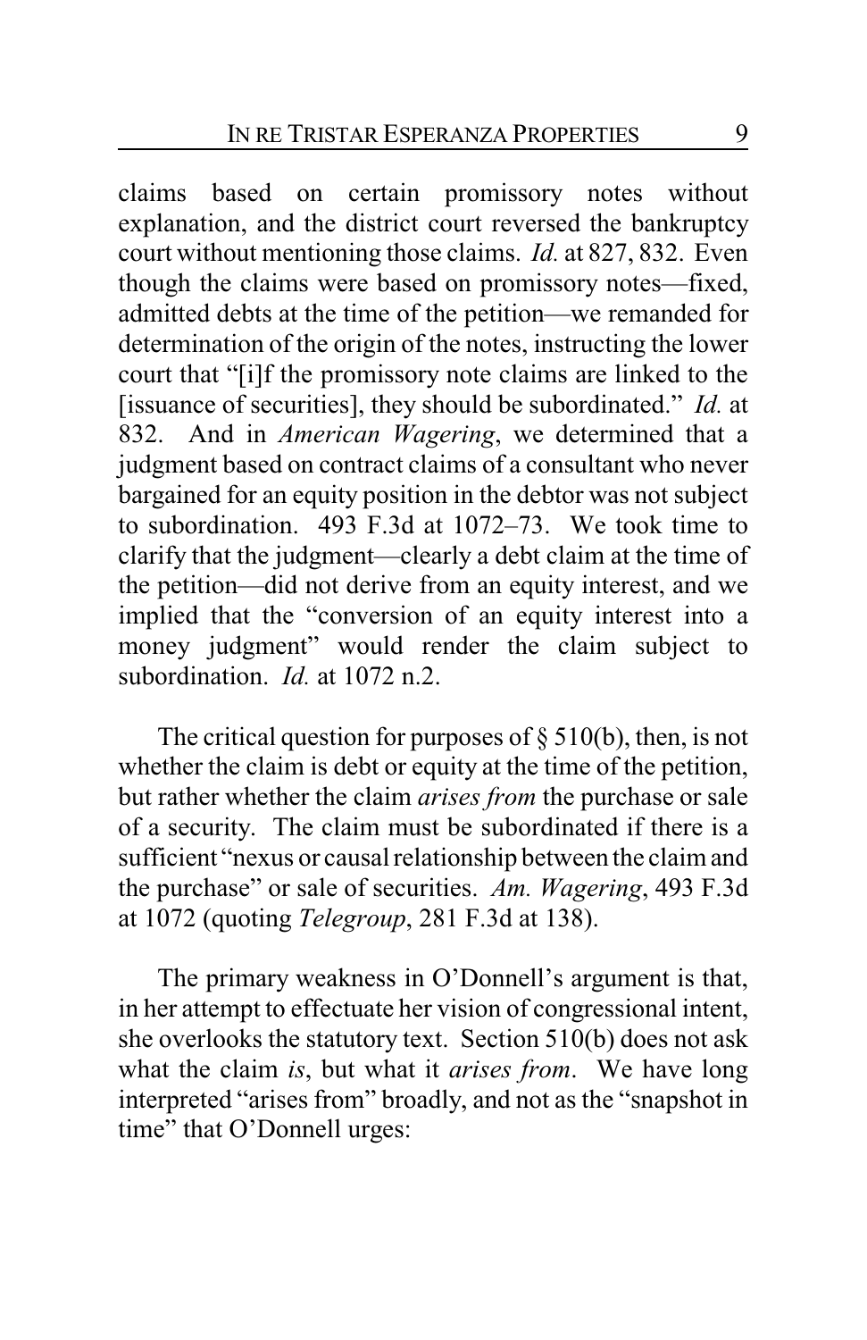claims based on certain promissory notes without explanation, and the district court reversed the bankruptcy court without mentioning those claims. *Id.* at 827, 832. Even though the claims were based on promissory notes—fixed, admitted debts at the time of the petition—we remanded for determination of the origin of the notes, instructing the lower court that "[i]f the promissory note claims are linked to the [issuance of securities], they should be subordinated." *Id.* at 832. And in *American Wagering*, we determined that a judgment based on contract claims of a consultant who never bargained for an equity position in the debtor was not subject to subordination. 493 F.3d at 1072–73. We took time to clarify that the judgment—clearly a debt claim at the time of the petition—did not derive from an equity interest, and we implied that the "conversion of an equity interest into a money judgment" would render the claim subject to subordination. *Id.* at 1072 n.2.

The critical question for purposes of § 510(b), then, is not whether the claim is debt or equity at the time of the petition, but rather whether the claim *arises from* the purchase or sale of a security. The claim must be subordinated if there is a sufficient "nexus or causal relationship between the claim and the purchase" or sale of securities. *Am. Wagering*, 493 F.3d at 1072 (quoting *Telegroup*, 281 F.3d at 138).

The primary weakness in O'Donnell's argument is that, in her attempt to effectuate her vision of congressional intent, she overlooks the statutory text. Section 510(b) does not ask what the claim *is*, but what it *arises from*. We have long interpreted "arises from" broadly, and not as the "snapshot in time" that O'Donnell urges: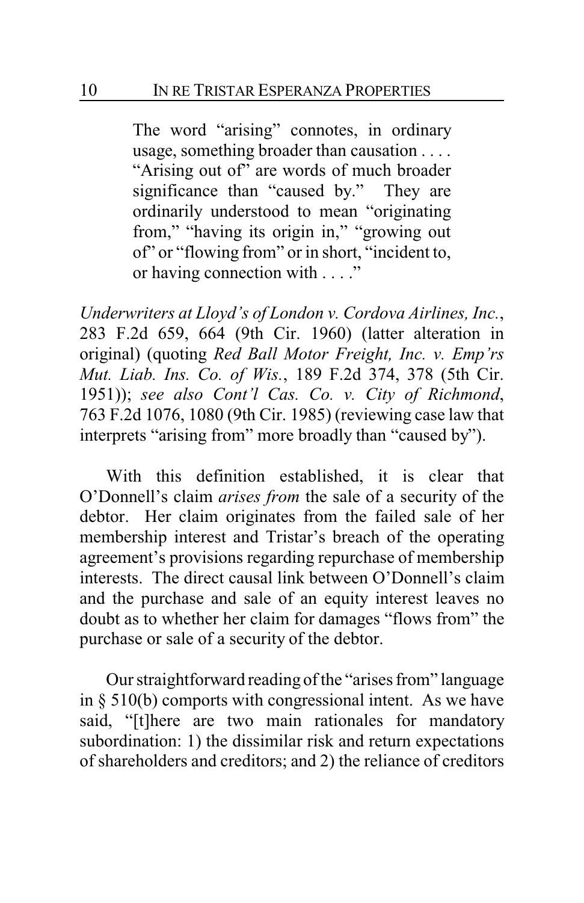> The word "arising" connotes, in ordinary usage, something broader than causation . . . . "Arising out of" are words of much broader significance than "caused by." They are ordinarily understood to mean "originating from," "having its origin in," "growing out of" or "flowing from" or in short, "incident to, or having connection with . . . ."

*Underwriters at Lloyd's of London v. Cordova Airlines, Inc.*, 283 F.2d 659, 664 (9th Cir. 1960) (latter alteration in original) (quoting *Red Ball Motor Freight, Inc. v. Emp'rs Mut. Liab. Ins. Co. of Wis.*, 189 F.2d 374, 378 (5th Cir. 1951)); *see also Cont'l Cas. Co. v. City of Richmond*, 763 F.2d 1076, 1080 (9th Cir. 1985) (reviewing case law that interprets "arising from" more broadly than "caused by").

With this definition established, it is clear that O'Donnell's claim *arises from* the sale of a security of the debtor. Her claim originates from the failed sale of her membership interest and Tristar's breach of the operating agreement's provisions regarding repurchase of membership interests. The direct causal link between O'Donnell's claim and the purchase and sale of an equity interest leaves no doubt as to whether her claim for damages "flows from" the purchase or sale of a security of the debtor.

Our straightforward reading of the "arises from" language in § 510(b) comports with congressional intent. As we have said, "[t]here are two main rationales for mandatory subordination: 1) the dissimilar risk and return expectations of shareholders and creditors; and 2) the reliance of creditors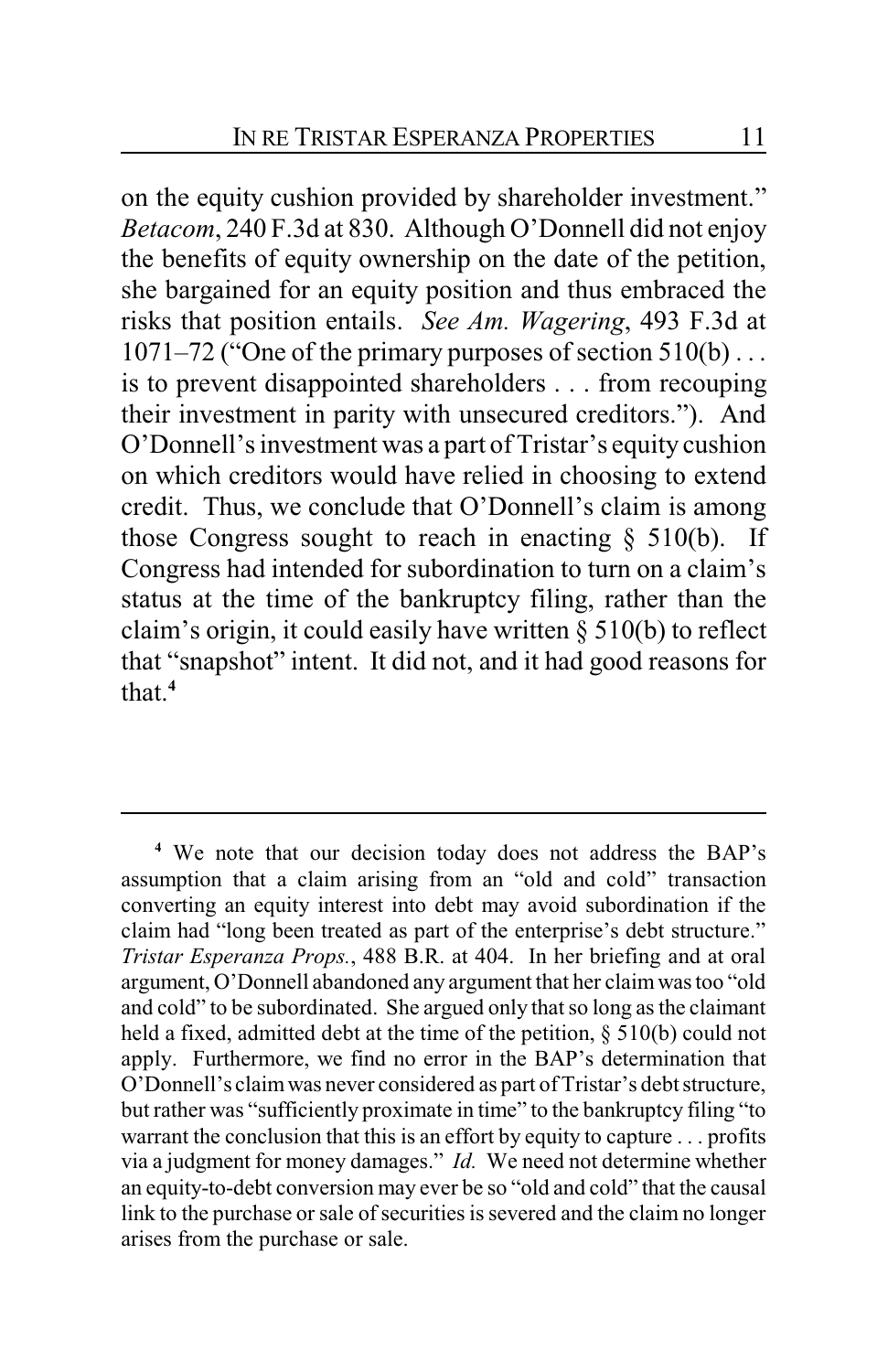on the equity cushion provided by shareholder investment." *Betacom*, 240 F.3d at 830. Although O'Donnell did not enjoy the benefits of equity ownership on the date of the petition, she bargained for an equity position and thus embraced the risks that position entails. *See Am. Wagering*, 493 F.3d at 1071–72 ("One of the primary purposes of section 510(b) . . . is to prevent disappointed shareholders . . . from recouping their investment in parity with unsecured creditors."). And O'Donnell's investment was a part of Tristar's equity cushion on which creditors would have relied in choosing to extend credit. Thus, we conclude that O'Donnell's claim is among those Congress sought to reach in enacting § 510(b). If Congress had intended for subordination to turn on a claim's status at the time of the bankruptcy filing, rather than the claim's origin, it could easily have written § 510(b) to reflect that "snapshot" intent. It did not, and it had good reasons for that.[4]

---

[4] We note that our decision today does not address the BAP's assumption that a claim arising from an "old and cold" transaction converting an equity interest into debt may avoid subordination if the claim had "long been treated as part of the enterprise's debt structure." *Tristar Esperanza Props.*, 488 B.R. at 404. In her briefing and at oral argument, O'Donnell abandoned any argument that her claim was too "old and cold" to be subordinated. She argued only that so long as the claimant held a fixed, admitted debt at the time of the petition, § 510(b) could not apply. Furthermore, we find no error in the BAP's determination that O'Donnell's claim was never considered as part of Tristar's debt structure, but rather was "sufficiently proximate in time" to the bankruptcy filing "to warrant the conclusion that this is an effort by equity to capture . . . profits via a judgment for money damages." *Id.* We need not determine whether an equity-to-debt conversion may ever be so "old and cold" that the causal link to the purchase or sale of securities is severed and the claim no longer arises from the purchase or sale.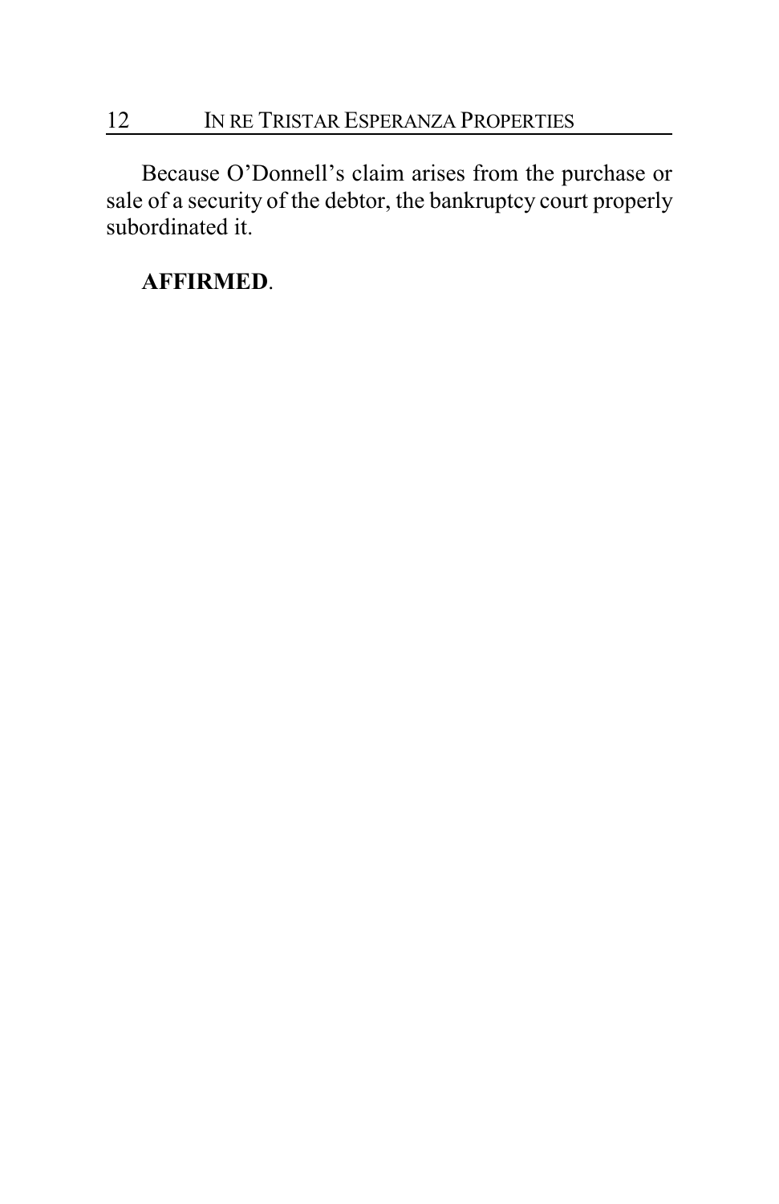Because O'Donnell's claim arises from the purchase or sale of a security of the debtor, the bankruptcy court properly subordinated it.

**AFFIRMED**.